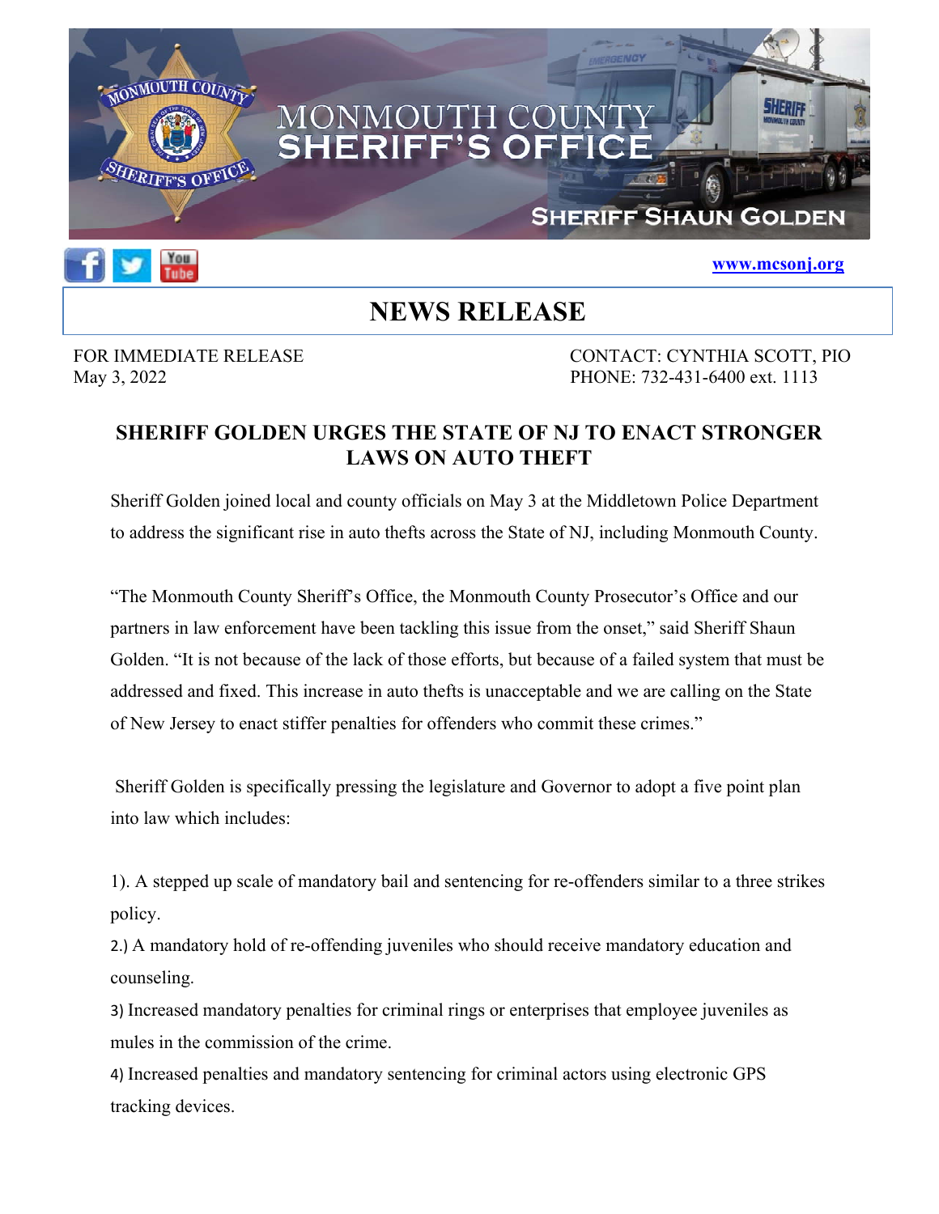# MONMOUTH COUNTY SHERIFF'S OFFICE

SHERIFF SHAUN GOLDEN

www.mcsonj.org

## NEWS RELEASE

FOR IMMEDIATE RELEASE
May 3, 2022

CONTACT: CYNTHIA SCOTT, PIO
PHONE: 732-431-6400 ext. 1113

### SHERIFF GOLDEN URGES THE STATE OF NJ TO ENACT STRONGER LAWS ON AUTO THEFT

Sheriff Golden joined local and county officials on May 3 at the Middletown Police Department to address the significant rise in auto thefts across the State of NJ, including Monmouth County.

"The Monmouth County Sheriff's Office, the Monmouth County Prosecutor's Office and our partners in law enforcement have been tackling this issue from the onset," said Sheriff Shaun Golden. "It is not because of the lack of those efforts, but because of a failed system that must be addressed and fixed. This increase in auto thefts is unacceptable and we are calling on the State of New Jersey to enact stiffer penalties for offenders who commit these crimes."

Sheriff Golden is specifically pressing the legislature and Governor to adopt a five point plan into law which includes:

1). A stepped up scale of mandatory bail and sentencing for re-offenders similar to a three strikes policy.

2.) A mandatory hold of re-offending juveniles who should receive mandatory education and counseling.

3) Increased mandatory penalties for criminal rings or enterprises that employee juveniles as mules in the commission of the crime.

4) Increased penalties and mandatory sentencing for criminal actors using electronic GPS tracking devices.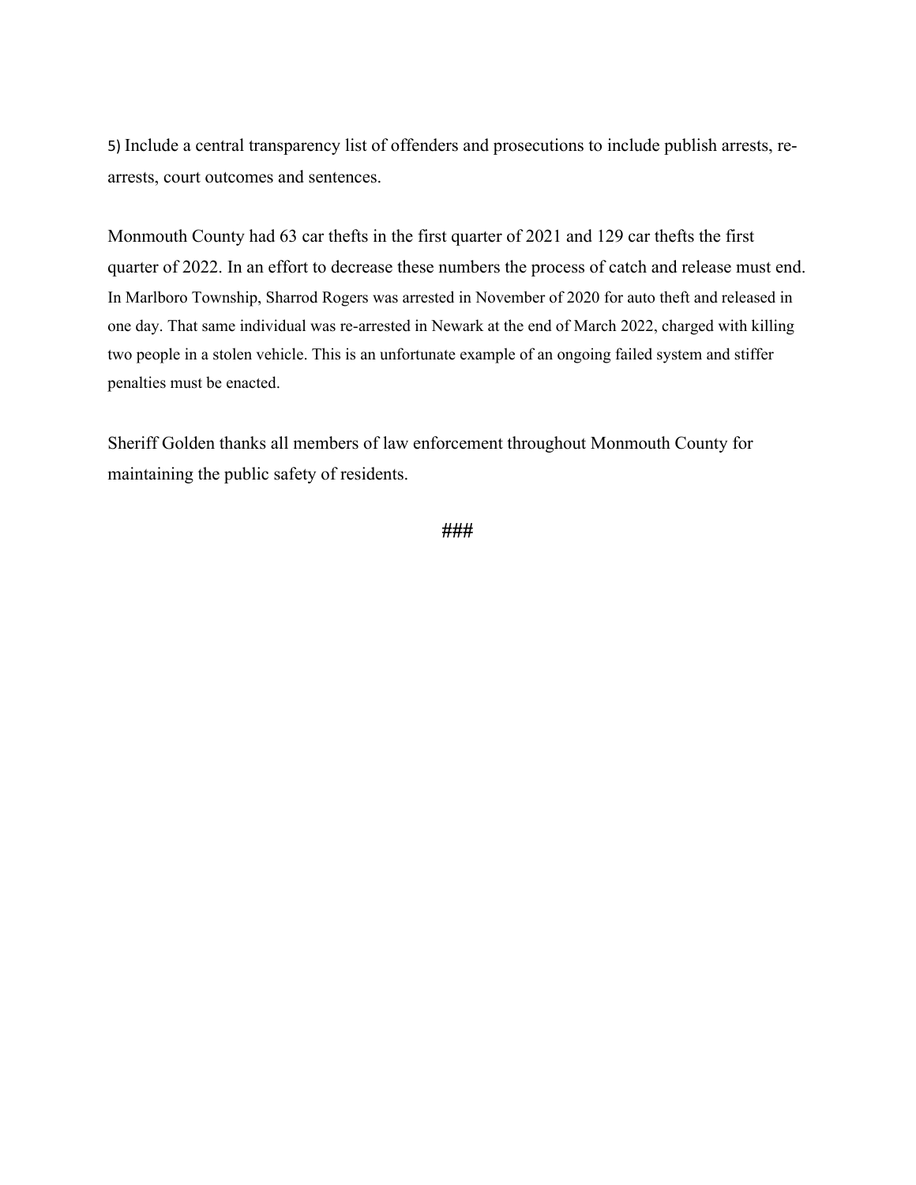5) Include a central transparency list of offenders and prosecutions to include publish arrests, re-arrests, court outcomes and sentences.

Monmouth County had 63 car thefts in the first quarter of 2021 and 129 car thefts the first quarter of 2022. In an effort to decrease these numbers the process of catch and release must end. In Marlboro Township, Sharrod Rogers was arrested in November of 2020 for auto theft and released in one day. That same individual was re-arrested in Newark at the end of March 2022, charged with killing two people in a stolen vehicle. This is an unfortunate example of an ongoing failed system and stiffer penalties must be enacted.

Sheriff Golden thanks all members of law enforcement throughout Monmouth County for maintaining the public safety of residents.

###